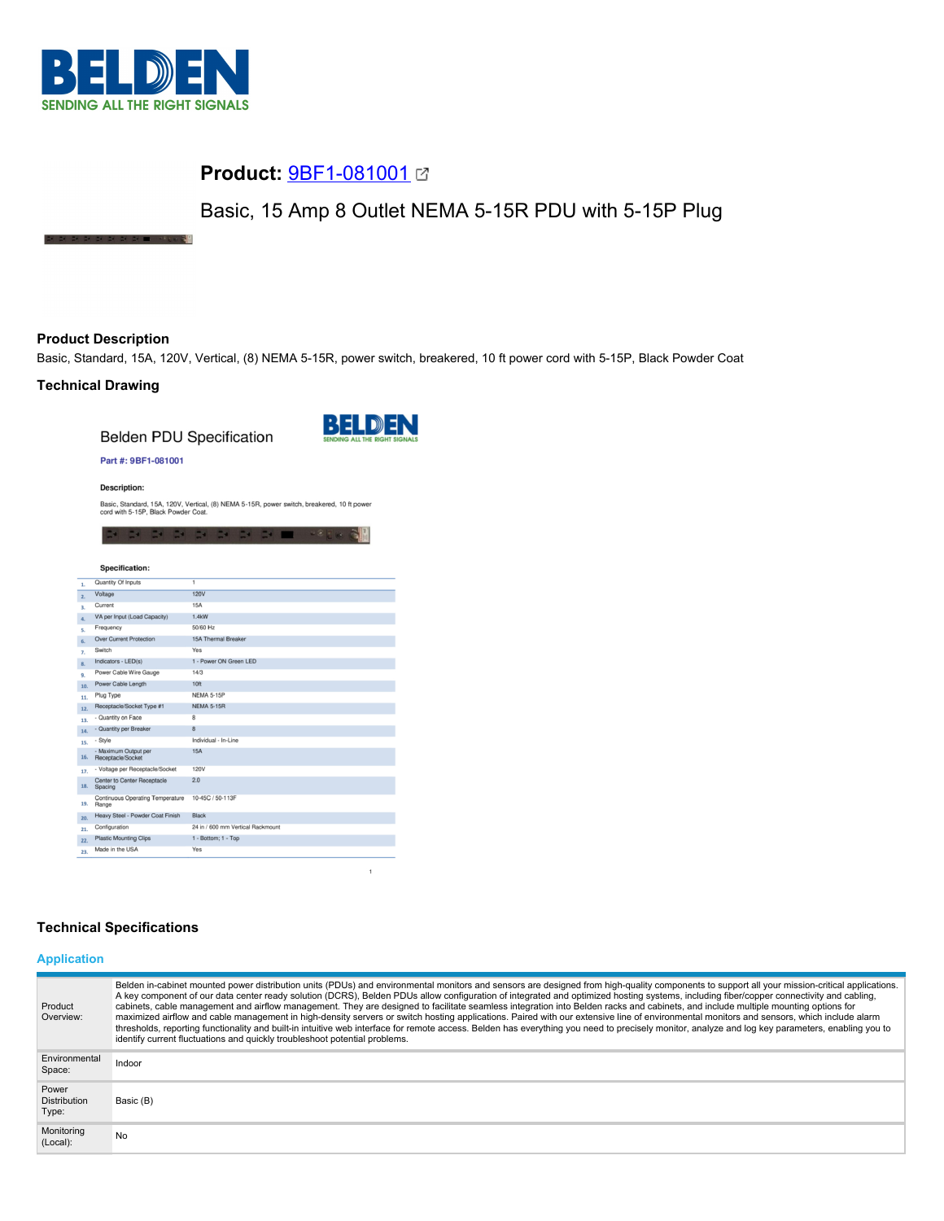# Product: 9BF1-081001

Basic, 15 Amp 8 Outlet NEMA 5-15R PDU with 5-15P Plug

## Product Description

Basic, Standard, 15A, 120V, Vertical, (8) NEMA 5-15R, power switch, breakered, 10 ft power cord with 5-15P, Black Powder Coat

## Technical Drawing

Belden PDU Specification

**Part #: 9BF1-081001**

**Description:**

Basic, Standard, 15A, 120V, Vertical, (8) NEMA 5-15R, power switch, breakered, 10 ft power cord with 5-15P, Black Powder Coat.

**Specification:**

| # | Specification | Value |
|---|---|---|
| 1. | Quantity Of Inputs | 1 |
| 2. | Voltage | 120V |
| 3. | Current | 15A |
| 4. | VA per Input (Load Capacity) | 1.4kW |
| 5. | Frequency | 50/60 Hz |
| 6. | Over Current Protection | 15A Thermal Breaker |
| 7. | Switch | Yes |
| 8. | Indicators - LED(s) | 1 - Power ON Green LED |
| 9. | Power Cable Wire Gauge | 14/3 |
| 10. | Power Cable Length | 10ft |
| 11. | Plug Type | NEMA 5-15P |
| 12. | Receptacle/Socket Type #1 | NEMA 5-15R |
| 13. | - Quantity on Face | 8 |
| 14. | - Quantity per Breaker | 8 |
| 15. | - Style | Individual - In-Line |
| 16. | - Maximum Output per Receptacle/Socket | 15A |
| 17. | - Voltage per Receptacle/Socket | 120V |
| 18. | Center to Center Receptacle Spacing | 2.0 |
| 19. | Continuous Operating Temperature Range | 10-45C / 50-113F |
| 20. | Heavy Steel - Powder Coat Finish | Black |
| 21. | Configuration | 24 in / 600 mm Vertical Rackmount |
| 22. | Plastic Mounting Clips | 1 - Bottom; 1 - Top |
| 23. | Made in the USA | Yes |

## Technical Specifications

### Application

| | |
|---|---|
| Product Overview: | Belden in-cabinet mounted power distribution units (PDUs) and environmental monitors and sensors are designed from high-quality components to support all your mission-critical applications. A key component of our data center ready solution (DCRS), Belden PDUs allow configuration of integrated and optimized hosting systems, including fiber/copper connectivity and cabling, cabinets, cable management and airflow management. They are designed to facilitate seamless integration into Belden racks and cabinets, and include multiple mounting options for maximized airflow and cable management in high-density servers or switch hosting applications. Paired with our extensive line of environmental monitors and sensors, which include alarm thresholds, reporting functionality and built-in intuitive web interface for remote access. Belden has everything you need to precisely monitor, analyze and log key parameters, enabling you to identify current fluctuations and quickly troubleshoot potential problems. |
| Environmental Space: | Indoor |
| Power Distribution Type: | Basic (B) |
| Monitoring (Local): | No |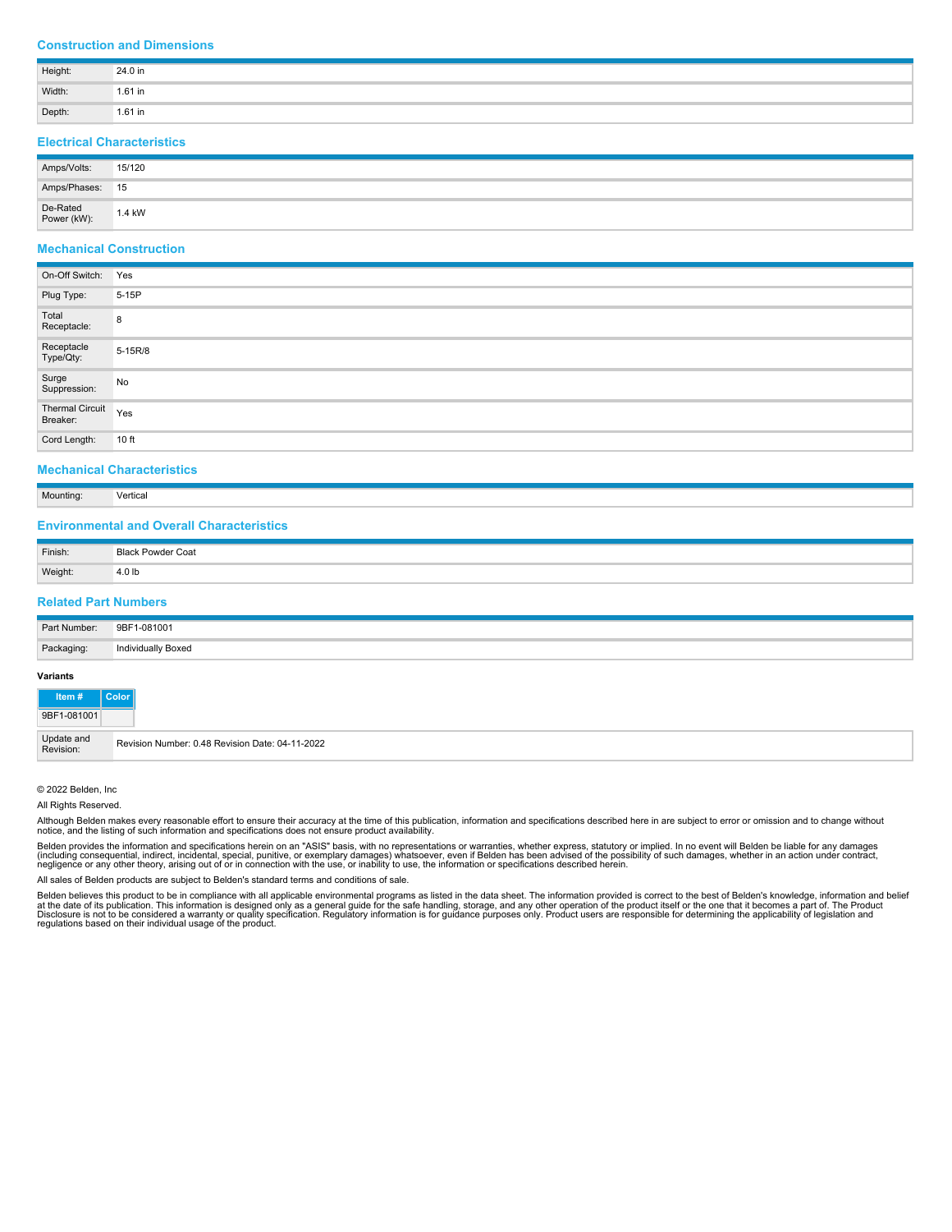## Construction and Dimensions

| | |
|---|---|
| Height: | 24.0 in |
| Width: | 1.61 in |
| Depth: | 1.61 in |

## Electrical Characteristics

| | |
|---|---|
| Amps/Volts: | 15/120 |
| Amps/Phases: | 15 |
| De-Rated Power (kW): | 1.4 kW |

## Mechanical Construction

| | |
|---|---|
| On-Off Switch: | Yes |
| Plug Type: | 5-15P |
| Total Receptacle: | 8 |
| Receptacle Type/Qty: | 5-15R/8 |
| Surge Suppression: | No |
| Thermal Circuit Breaker: | Yes |
| Cord Length: | 10 ft |

## Mechanical Characteristics

| | |
|---|---|
| Mounting: | Vertical |

## Environmental and Overall Characteristics

| | |
|---|---|
| Finish: | Black Powder Coat |
| Weight: | 4.0 lb |

## Related Part Numbers

| | |
|---|---|
| Part Number: | 9BF1-081001 |
| Packaging: | Individually Boxed |

**Variants**

| Item # | Color |
|---|---|
| 9BF1-081001 | |

| | |
|---|---|
| Update and Revision: | Revision Number: 0.48 Revision Date: 04-11-2022 |

© 2022 Belden, Inc

All Rights Reserved.

Although Belden makes every reasonable effort to ensure their accuracy at the time of this publication, information and specifications described here in are subject to error or omission and to change without notice, and the listing of such information and specifications does not ensure product availability.

Belden provides the information and specifications herein on an "ASIS" basis, with no representations or warranties, whether express, statutory or implied. In no event will Belden be liable for any damages (including consequential, indirect, incidental, special, punitive, or exemplary damages) whatsoever, even if Belden has been advised of the possibility of such damages, whether in an action under contract, negligence or any other theory, arising out of or in connection with the use, or inability to use, the information or specifications described herein.

All sales of Belden products are subject to Belden's standard terms and conditions of sale.

Belden believes this product to be in compliance with all applicable environmental programs as listed in the data sheet. The information provided is correct to the best of Belden's knowledge, information and belief at the date of its publication. This information is designed only as a general guide for the safe handling, storage, and any other operation of the product itself or the one that it becomes a part of. The Product Disclosure is not to be considered a warranty or quality specification. Regulatory information is for guidance purposes only. Product users are responsible for determining the applicability of legislation and regulations based on their individual usage of the product.